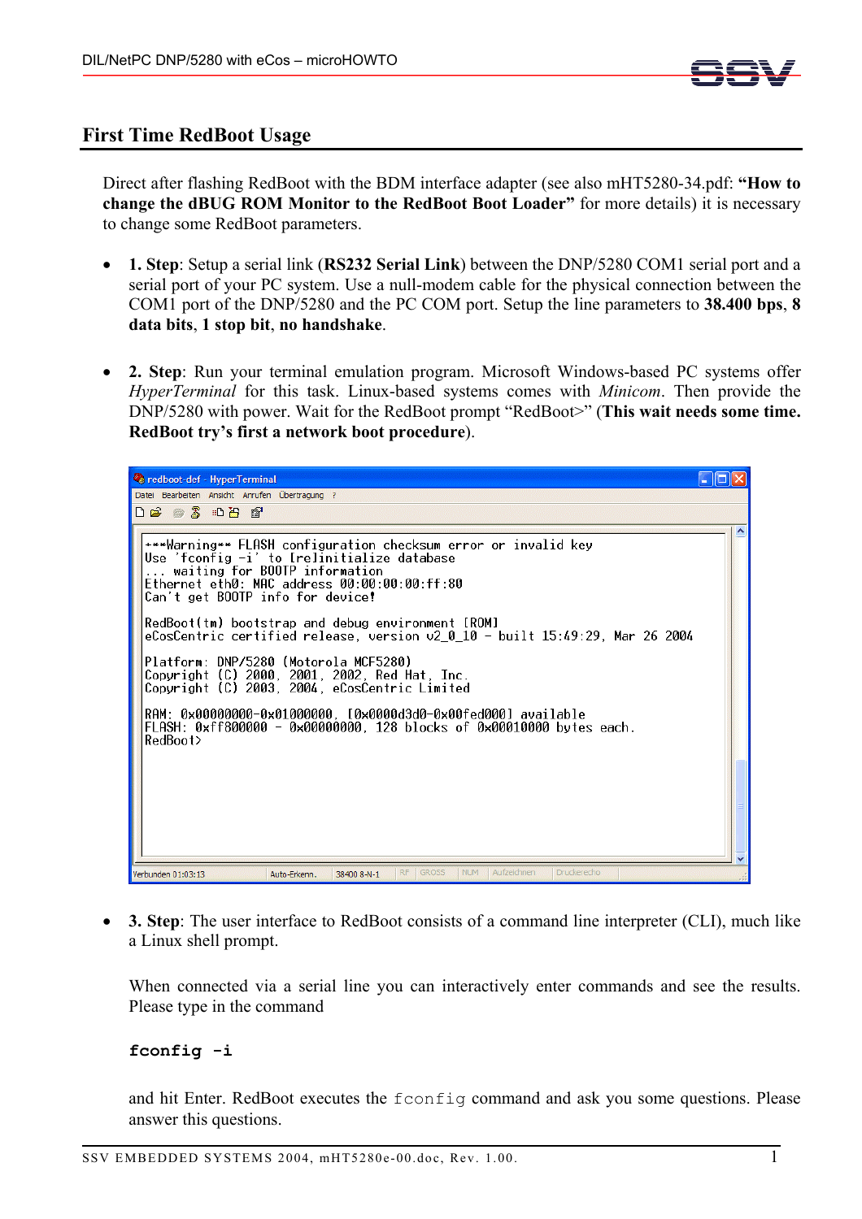## First Time RedBoot Usage

Direct after flashing RedBoot with the BDM interface adapter (see also mHT5280-34.pdf: **"How to change the dBUG ROM Monitor to the RedBoot Boot Loader"** for more details) it is necessary to change some RedBoot parameters.

- **1. Step**: Setup a serial link (**RS232 Serial Link**) between the DNP/5280 COM1 serial port and a serial port of your PC system. Use a null-modem cable for the physical connection between the COM1 port of the DNP/5280 and the PC COM port. Setup the line parameters to **38.400 bps**, **8 data bits**, **1 stop bit**, **no handshake**.

- **2. Step**: Run your terminal emulation program. Microsoft Windows-based PC systems offer *HyperTerminal* for this task. Linux-based systems comes with *Minicom*. Then provide the DNP/5280 with power. Wait for the RedBoot prompt "RedBoot>" (**This wait needs some time. RedBoot try's first a network boot procedure**).

```
**Warning** FLASH configuration checksum error or invalid key
Use 'fconfig -i' to [re]initialize database
... waiting for BOOTP information
Ethernet eth0: MAC address 00:00:00:00:ff:80
Can't get BOOTP info for device!

RedBoot(tm) bootstrap and debug environment [ROM]
eCosCentric certified release, version v2_0_10 - built 15:49:29, Mar 26 2004

Platform: DNP/5280 (Motorola MCF5280)
Copyright (C) 2000, 2001, 2002, Red Hat, Inc.
Copyright (C) 2003, 2004, eCosCentric Limited

RAM: 0x00000000-0x01000000, [0x0000d3d0-0x00fed000] available
FLASH: 0xff800000 - 0x00000000, 128 blocks of 0x00010000 bytes each.
RedBoot>
```

- **3. Step**: The user interface to RedBoot consists of a command line interpreter (CLI), much like a Linux shell prompt.

  When connected via a serial line you can interactively enter commands and see the results. Please type in the command

  ```
  fconfig -i
  ```

  and hit Enter. RedBoot executes the `fconfig` command and ask you some questions. Please answer this questions.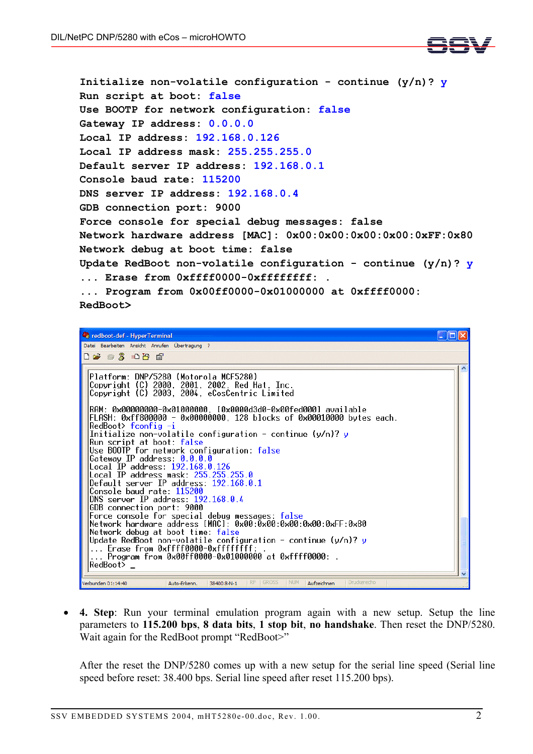```
Initialize non-volatile configuration - continue (y/n)? y
Run script at boot: false
Use BOOTP for network configuration: false
Gateway IP address: 0.0.0.0
Local IP address: 192.168.0.126
Local IP address mask: 255.255.255.0
Default server IP address: 192.168.0.1
Console baud rate: 115200
DNS server IP address: 192.168.0.4
GDB connection port: 9000
Force console for special debug messages: false
Network hardware address [MAC]: 0x00:0x00:0x00:0x00:0xFF:0x80
Network debug at boot time: false
Update RedBoot non-volatile configuration - continue (y/n)? y
... Erase from 0xffff0000-0xffffffff: .
... Program from 0x00ff0000-0x01000000 at 0xffff0000:
RedBoot>
```

- **4. Step**: Run your terminal emulation program again with a new setup. Setup the line parameters to **115.200 bps**, **8 data bits**, **1 stop bit**, **no handshake**. Then reset the DNP/5280. Wait again for the RedBoot prompt “RedBoot>”

  After the reset the DNP/5280 comes up with a new setup for the serial line speed (Serial line speed before reset: 38.400 bps. Serial line speed after reset 115.200 bps).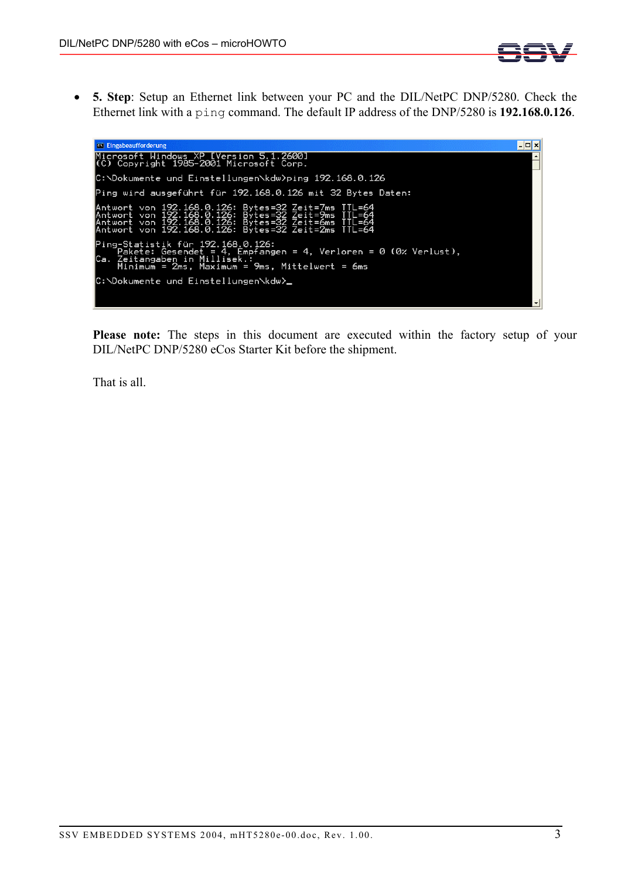- **5. Step**: Setup an Ethernet link between your PC and the DIL/NetPC DNP/5280. Check the Ethernet link with a `ping` command. The default IP address of the DNP/5280 is **192.168.0.126**.

```
Microsoft Windows XP [Version 5.1.2600]
(C) Copyright 1985-2001 Microsoft Corp.

C:\Dokumente und Einstellungen\kdw>ping 192.168.0.126

Ping wird ausgeführt für 192.168.0.126 mit 32 Bytes Daten:

Antwort von 192.168.0.126: Bytes=32 Zeit=7ms TTL=64
Antwort von 192.168.0.126: Bytes=32 Zeit=9ms TTL=64
Antwort von 192.168.0.126: Bytes=32 Zeit=6ms TTL=64
Antwort von 192.168.0.126: Bytes=32 Zeit=2ms TTL=64

Ping-Statistik für 192.168.0.126:
    Pakete: Gesendet = 4, Empfangen = 4, Verloren = 0 (0% Verlust),
Ca. Zeitangaben in Millisek.:
    Minimum = 2ms, Maximum = 9ms, Mittelwert = 6ms

C:\Dokumente und Einstellungen\kdw>_
```

**Please note:** The steps in this document are executed within the factory setup of your DIL/NetPC DNP/5280 eCos Starter Kit before the shipment.

That is all.